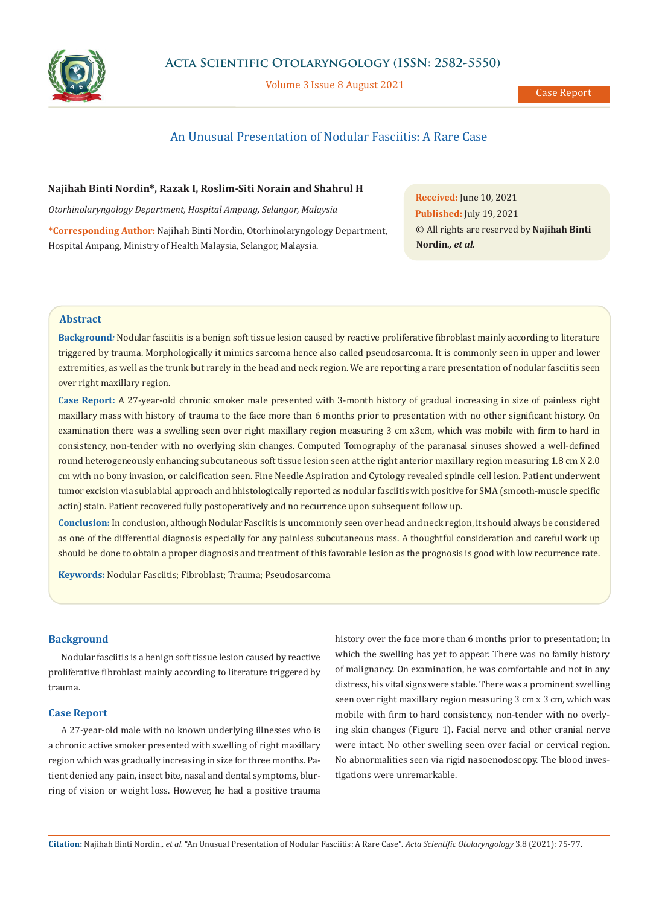Case Report

# An Unusual Presentation of Nodular Fasciitis: A Rare Case

**Najihah Binti Nordin*, Razak I, Roslim-Siti Norain and Shahrul H**

*Otorhinolaryngology Department, Hospital Ampang, Selangor, Malaysia*

**\*Corresponding Author:** Najihah Binti Nordin, Otorhinolaryngology Department, Hospital Ampang, Ministry of Health Malaysia, Selangor, Malaysia.

**Received:** June 10, 2021
**Published:** July 19, 2021
© All rights are reserved by **Najihah Binti Nordin.*, et al.***

## Abstract

**Background***:* Nodular fasciitis is a benign soft tissue lesion caused by reactive proliferative fibroblast mainly according to literature triggered by trauma. Morphologically it mimics sarcoma hence also called pseudosarcoma. It is commonly seen in upper and lower extremities, as well as the trunk but rarely in the head and neck region. We are reporting a rare presentation of nodular fasciitis seen over right maxillary region.

**Case Report:** A 27-year-old chronic smoker male presented with 3-month history of gradual increasing in size of painless right maxillary mass with history of trauma to the face more than 6 months prior to presentation with no other significant history. On examination there was a swelling seen over right maxillary region measuring 3 cm x3cm, which was mobile with firm to hard in consistency, non-tender with no overlying skin changes. Computed Tomography of the paranasal sinuses showed a well-defined round heterogeneously enhancing subcutaneous soft tissue lesion seen at the right anterior maxillary region measuring 1.8 cm X 2.0 cm with no bony invasion, or calcification seen. Fine Needle Aspiration and Cytology revealed spindle cell lesion. Patient underwent tumor excision via sublabial approach and hhistologically reported as nodular fasciitis with positive for SMA (smooth-muscle specific actin) stain. Patient recovered fully postoperatively and no recurrence upon subsequent follow up.

**Conclusion:** In conclusion**,** although Nodular Fasciitis is uncommonly seen over head and neck region, it should always be considered as one of the differential diagnosis especially for any painless subcutaneous mass. A thoughtful consideration and careful work up should be done to obtain a proper diagnosis and treatment of this favorable lesion as the prognosis is good with low recurrence rate.

**Keywords:** Nodular Fasciitis; Fibroblast; Trauma; Pseudosarcoma

## Background

Nodular fasciitis is a benign soft tissue lesion caused by reactive proliferative fibroblast mainly according to literature triggered by trauma.

## Case Report

A 27-year-old male with no known underlying illnesses who is a chronic active smoker presented with swelling of right maxillary region which was gradually increasing in size for three months. Patient denied any pain, insect bite, nasal and dental symptoms, blurring of vision or weight loss. However, he had a positive trauma history over the face more than 6 months prior to presentation; in which the swelling has yet to appear. There was no family history of malignancy. On examination, he was comfortable and not in any distress, his vital signs were stable. There was a prominent swelling seen over right maxillary region measuring 3 cm x 3 cm, which was mobile with firm to hard consistency, non-tender with no overlying skin changes (Figure 1). Facial nerve and other cranial nerve were intact. No other swelling seen over facial or cervical region. No abnormalities seen via rigid nasoendoscopy. The blood investigations were unremarkable.

**Citation:** Najihah Binti Nordin., *et al.* "An Unusual Presentation of Nodular Fasciitis: A Rare Case". *Acta Scientific Otolaryngology* 3.8 (2021): 75-77.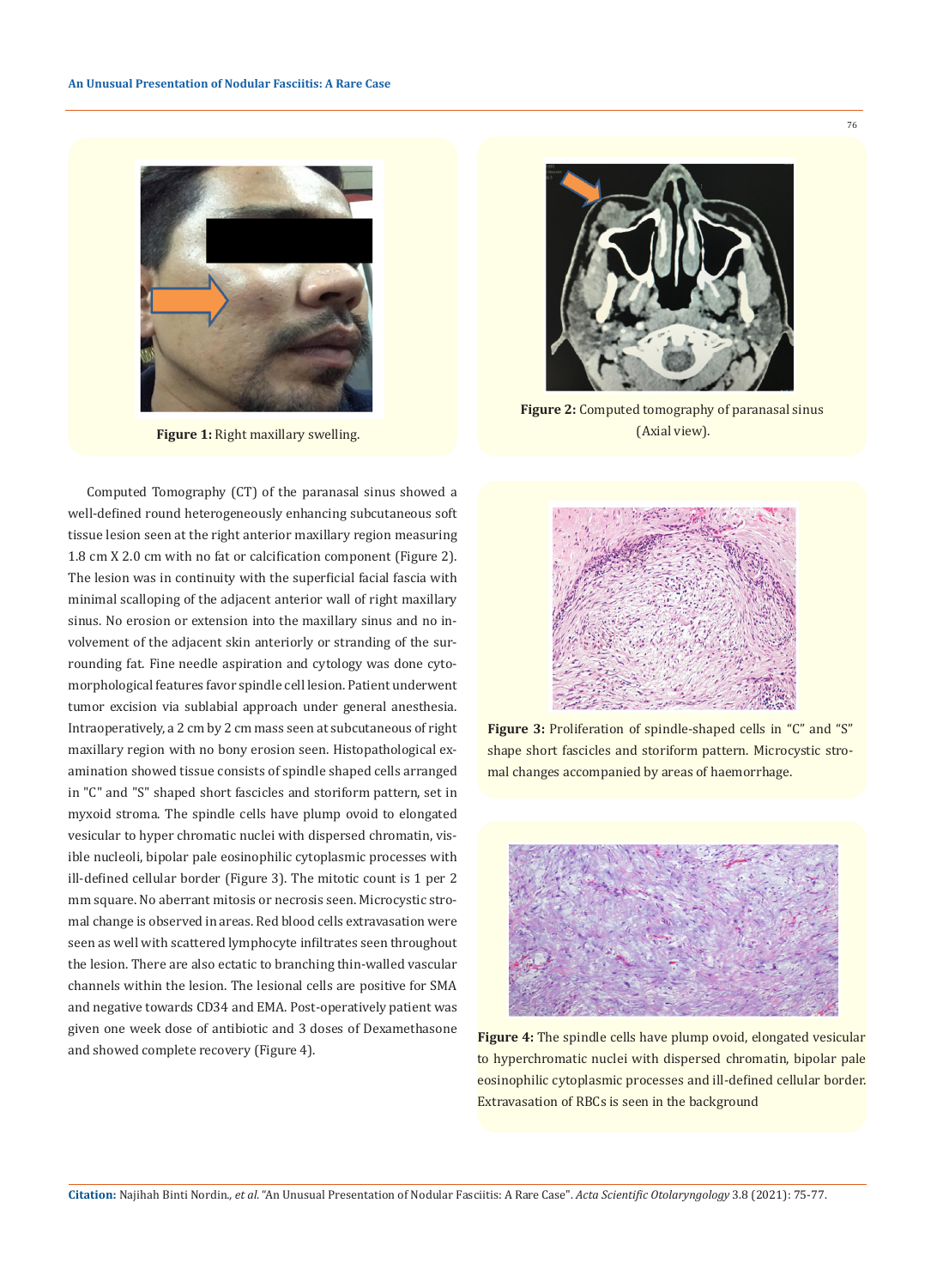Figure 1: Right maxillary swelling.

Figure 2: Computed tomography of paranasal sinus (Axial view).

Computed Tomography (CT) of the paranasal sinus showed a well-defined round heterogeneously enhancing subcutaneous soft tissue lesion seen at the right anterior maxillary region measuring 1.8 cm X 2.0 cm with no fat or calcification component (Figure 2). The lesion was in continuity with the superficial facial fascia with minimal scalloping of the adjacent anterior wall of right maxillary sinus. No erosion or extension into the maxillary sinus and no involvement of the adjacent skin anteriorly or stranding of the surrounding fat. Fine needle aspiration and cytology was done cytomorphological features favor spindle cell lesion. Patient underwent tumor excision via sublabial approach under general anesthesia. Intraoperatively, a 2 cm by 2 cm mass seen at subcutaneous of right maxillary region with no bony erosion seen. Histopathological examination showed tissue consists of spindle shaped cells arranged in "C" and "S" shaped short fascicles and storiform pattern, set in myxoid stroma. The spindle cells have plump ovoid to elongated vesicular to hyper chromatic nuclei with dispersed chromatin, visible nucleoli, bipolar pale eosinophilic cytoplasmic processes with ill-defined cellular border (Figure 3). The mitotic count is 1 per 2 mm square. No aberrant mitosis or necrosis seen. Microcystic stromal change is observed in areas. Red blood cells extravasation were seen as well with scattered lymphocyte infiltrates seen throughout the lesion. There are also ectatic to branching thin-walled vascular channels within the lesion. The lesional cells are positive for SMA and negative towards CD34 and EMA. Post-operatively patient was given one week dose of antibiotic and 3 doses of Dexamethasone and showed complete recovery (Figure 4).

Figure 3: Proliferation of spindle-shaped cells in "C" and "S" shape short fascicles and storiform pattern. Microcystic stromal changes accompanied by areas of haemorrhage.

Figure 4: The spindle cells have plump ovoid, elongated vesicular to hyperchromatic nuclei with dispersed chromatin, bipolar pale eosinophilic cytoplasmic processes and ill-defined cellular border. Extravasation of RBCs is seen in the background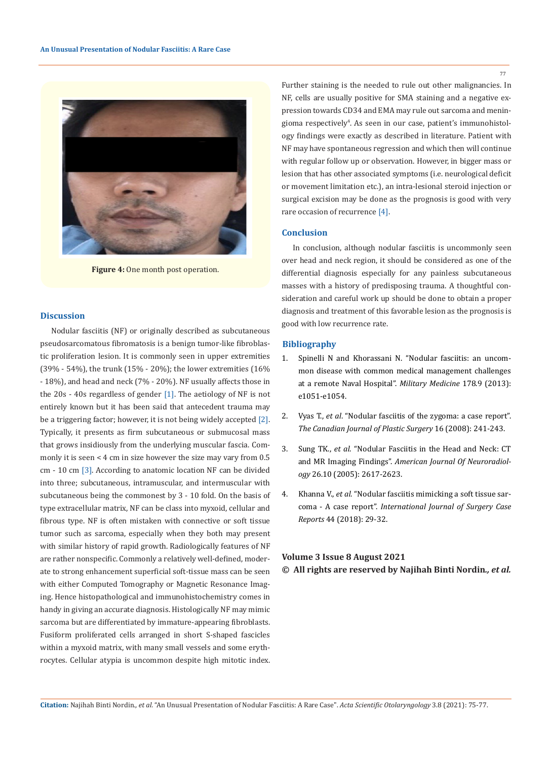Figure 4: One month post operation.

## Discussion

Nodular fasciitis (NF) or originally described as subcutaneous pseudosarcomatous fibromatosis is a benign tumor-like fibroblastic proliferation lesion. It is commonly seen in upper extremities (39% - 54%), the trunk (15% - 20%); the lower extremities (16% - 18%), and head and neck (7% - 20%). NF usually affects those in the 20s - 40s regardless of gender [1]. The aetiology of NF is not entirely known but it has been said that antecedent trauma may be a triggering factor; however, it is not being widely accepted [2]. Typically, it presents as firm subcutaneous or submucosal mass that grows insidiously from the underlying muscular fascia. Commonly it is seen < 4 cm in size however the size may vary from 0.5 cm - 10 cm [3]. According to anatomic location NF can be divided into three; subcutaneous, intramuscular, and intermuscular with subcutaneous being the commonest by 3 - 10 fold. On the basis of type extracellular matrix, NF can be class into myxoid, cellular and fibrous type. NF is often mistaken with connective or soft tissue tumor such as sarcoma, especially when they both may present with similar history of rapid growth. Radiologically features of NF are rather nonspecific. Commonly a relatively well-defined, moderate to strong enhancement superficial soft-tissue mass can be seen with either Computed Tomography or Magnetic Resonance Imaging. Hence histopathological and immunohistochemistry comes in handy in giving an accurate diagnosis. Histologically NF may mimic sarcoma but are differentiated by immature-appearing fibroblasts. Fusiform proliferated cells arranged in short S-shaped fascicles within a myxoid matrix, with many small vessels and some erythrocytes. Cellular atypia is uncommon despite high mitotic index. Further staining is the needed to rule out other malignancies. In NF, cells are usually positive for SMA staining and a negative expression towards CD34 and EMA may rule out sarcoma and meningioma respectively[4]. As seen in our case, patient's immunohistology findings were exactly as described in literature. Patient with NF may have spontaneous regression and which then will continue with regular follow up or observation. However, in bigger mass or lesion that has other associated symptoms (i.e. neurological deficit or movement limitation etc.), an intra-lesional steroid injection or surgical excision may be done as the prognosis is good with very rare occasion of recurrence [4].

## Conclusion

In conclusion, although nodular fasciitis is uncommonly seen over head and neck region, it should be considered as one of the differential diagnosis especially for any painless subcutaneous masses with a history of predisposing trauma. A thoughtful consideration and careful work up should be done to obtain a proper diagnosis and treatment of this favorable lesion as the prognosis is good with low recurrence rate.

## Bibliography

1. Spinelli N and Khorassani N. "Nodular fasciitis: an uncommon disease with common medical management challenges at a remote Naval Hospital". *Military Medicine* 178.9 (2013): e1051-e1054.
2. Vyas T., *et al*. "Nodular fasciitis of the zygoma: a case report". *The Canadian Journal of Plastic Surgery* 16 (2008): 241-243.
3. Sung TK., *et al*. "Nodular Fasciitis in the Head and Neck: CT and MR Imaging Findings". *American Journal Of Neuroradiology* 26.10 (2005): 2617-2623.
4. Khanna V., *et al*. "Nodular fasciitis mimicking a soft tissue sarcoma - A case report". *International Journal of Surgery Case Reports* 44 (2018): 29-32.

**Volume 3 Issue 8 August 2021**

**© All rights are reserved by Najihah Binti Nordin., *et al.***